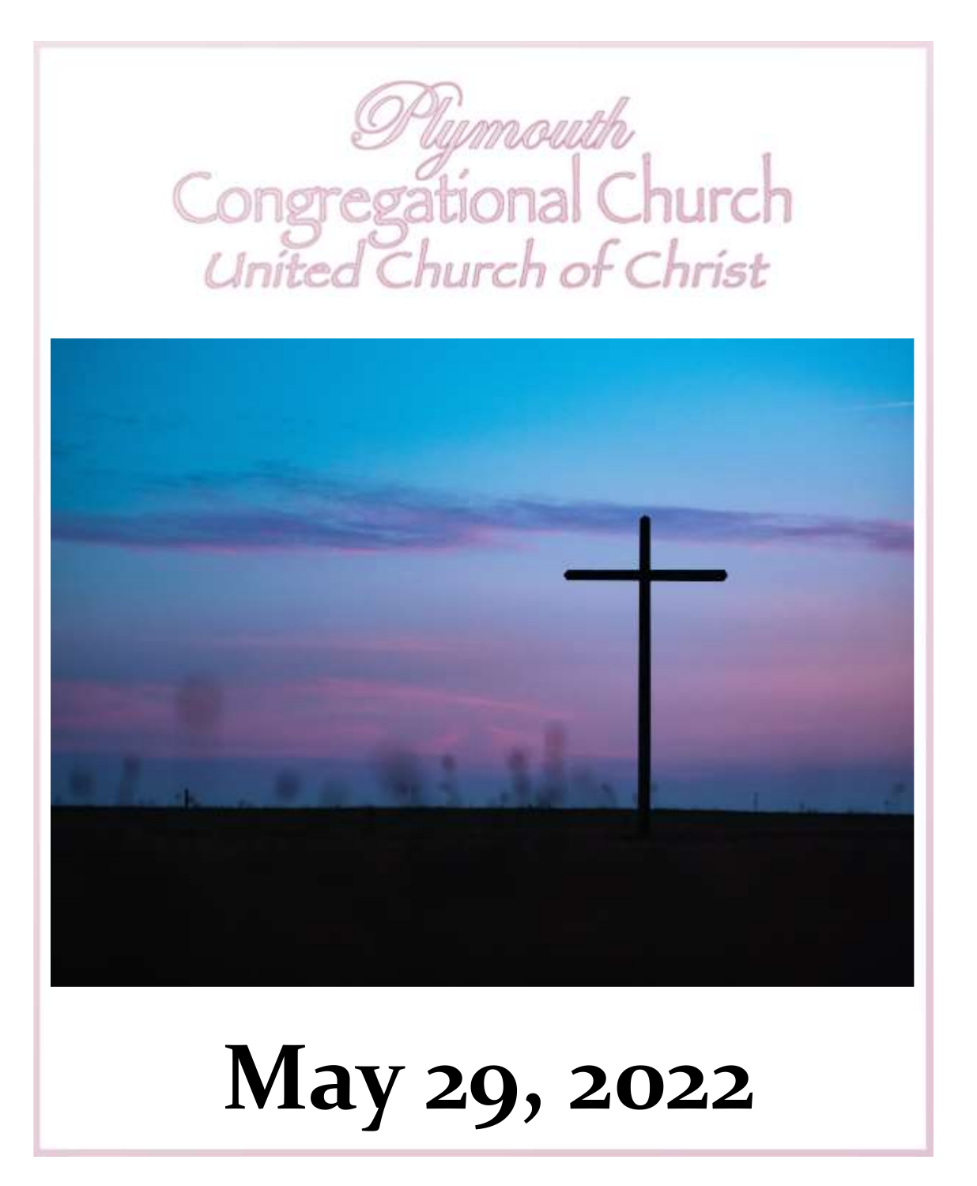# Plymouth Congregational Church

## United Church of Christ

# May 29, 2022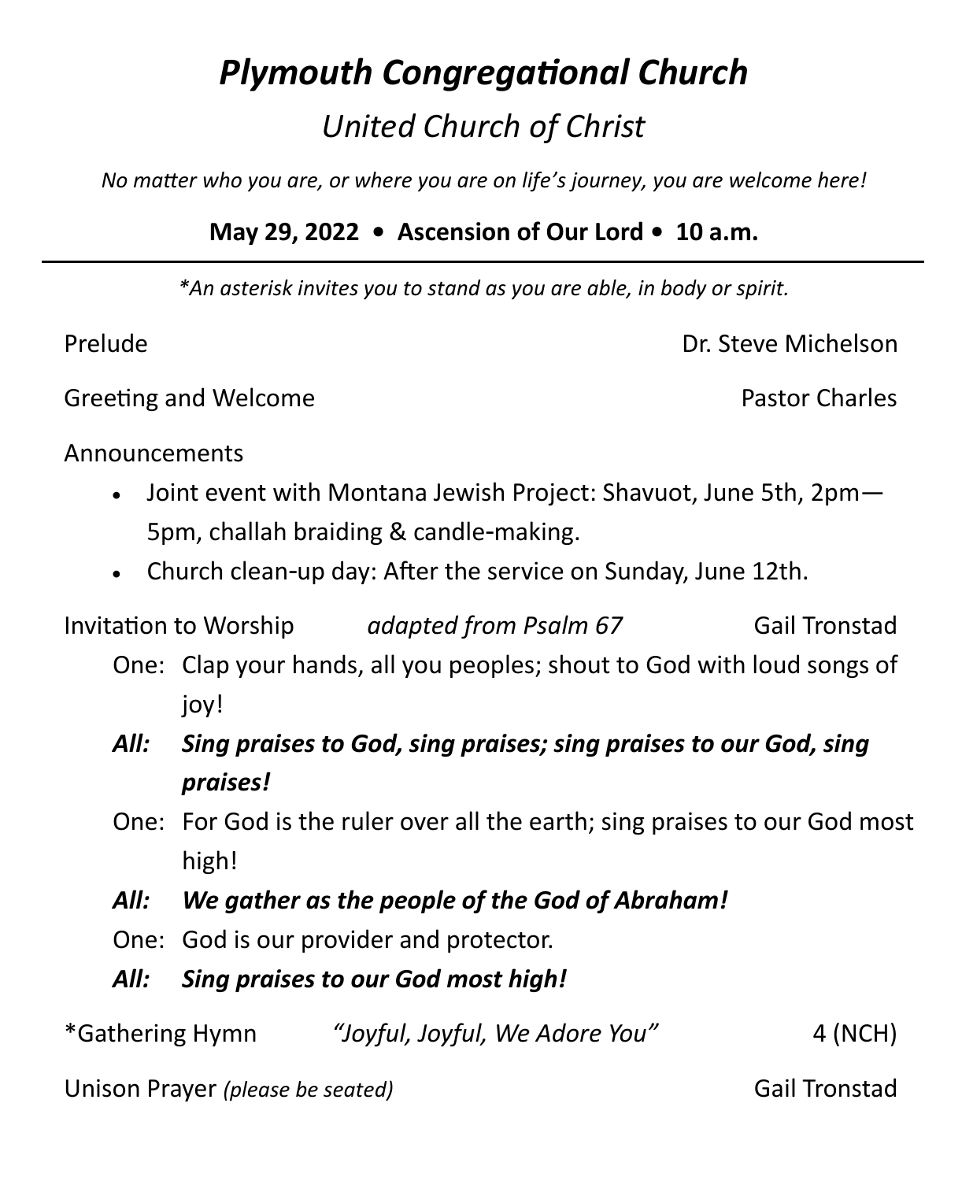# *Plymouth Congregational Church*

## *United Church of Christ*

*No matter who you are, or where you are on life's journey, you are welcome here!*

**May 29, 2022 • Ascension of Our Lord • 10 a.m.**

---

*\*An asterisk invites you to stand as you are able, in body or spirit.*

Prelude — Dr. Steve Michelson

Greeting and Welcome — Pastor Charles

Announcements

- Joint event with Montana Jewish Project: Shavuot, June 5th, 2pm—5pm, challah braiding & candle-making.
- Church clean-up day: After the service on Sunday, June 12th.

Invitation to Worship — *adapted from Psalm 67* — Gail Tronstad

One: Clap your hands, all you peoples; shout to God with loud songs of joy!

***All: Sing praises to God, sing praises; sing praises to our God, sing praises!***

One: For God is the ruler over all the earth; sing praises to our God most high!

***All: We gather as the people of the God of Abraham!***

One: God is our provider and protector.

***All: Sing praises to our God most high!***

*Gathering Hymn — *"Joyful, Joyful, We Adore You"* — 4 (NCH)

Unison Prayer *(please be seated)* — Gail Tronstad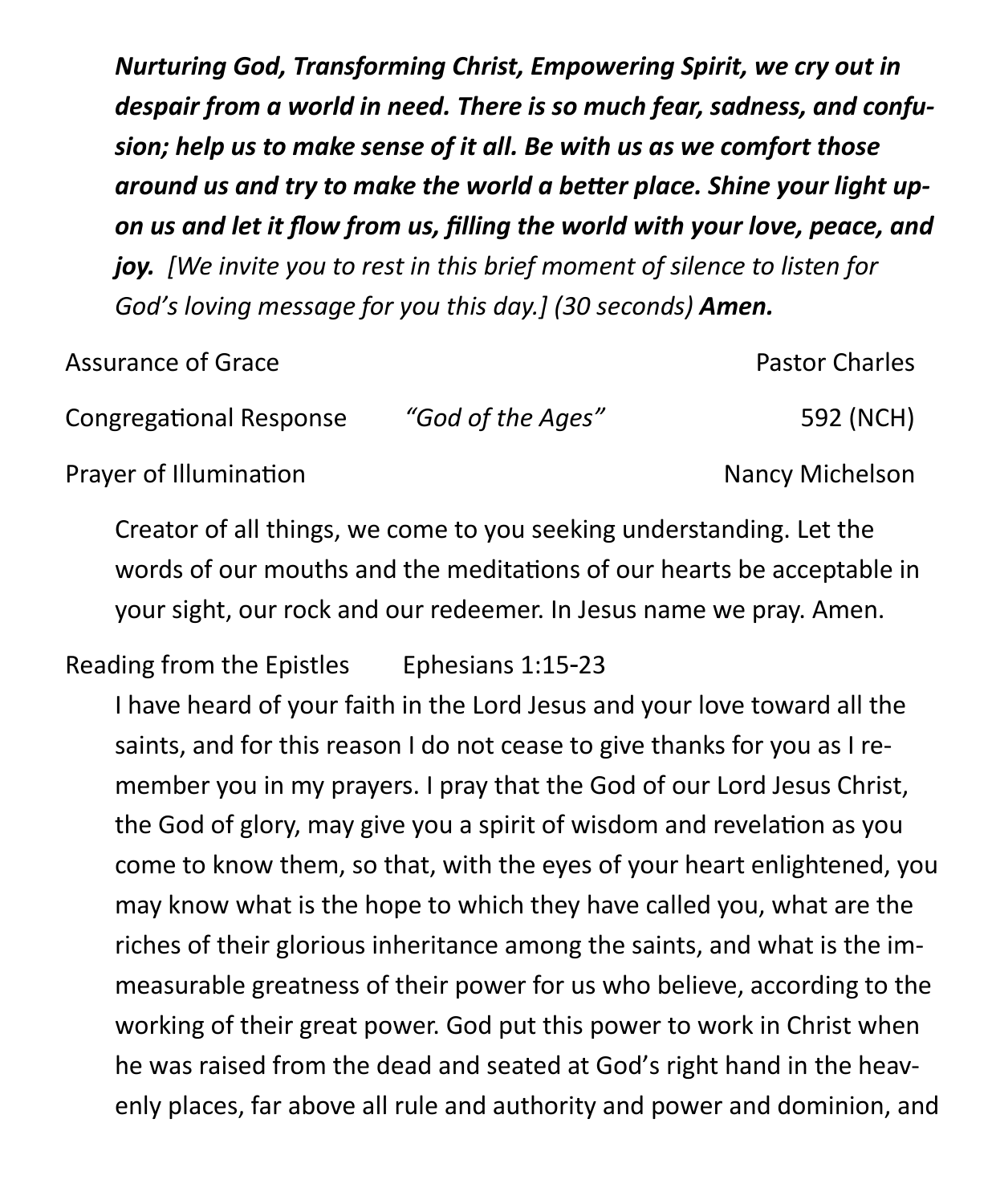***Nurturing God, Transforming Christ, Empowering Spirit, we cry out in despair from a world in need. There is so much fear, sadness, and confusion; help us to make sense of it all. Be with us as we comfort those around us and try to make the world a better place. Shine your light upon us and let it flow from us, filling the world with your love, peace, and joy.*** *[We invite you to rest in this brief moment of silence to listen for God's loving message for you this day.] (30 seconds)* ***Amen.***

Assurance of Grace — Pastor Charles

Congregational Response — *"God of the Ages"* — 592 (NCH)

Prayer of Illumination — Nancy Michelson

Creator of all things, we come to you seeking understanding. Let the words of our mouths and the meditations of our hearts be acceptable in your sight, our rock and our redeemer. In Jesus name we pray. Amen.

Reading from the Epistles — Ephesians 1:15-23

I have heard of your faith in the Lord Jesus and your love toward all the saints, and for this reason I do not cease to give thanks for you as I remember you in my prayers. I pray that the God of our Lord Jesus Christ, the God of glory, may give you a spirit of wisdom and revelation as you come to know them, so that, with the eyes of your heart enlightened, you may know what is the hope to which they have called you, what are the riches of their glorious inheritance among the saints, and what is the immeasurable greatness of their power for us who believe, according to the working of their great power. God put this power to work in Christ when he was raised from the dead and seated at God's right hand in the heavenly places, far above all rule and authority and power and dominion, and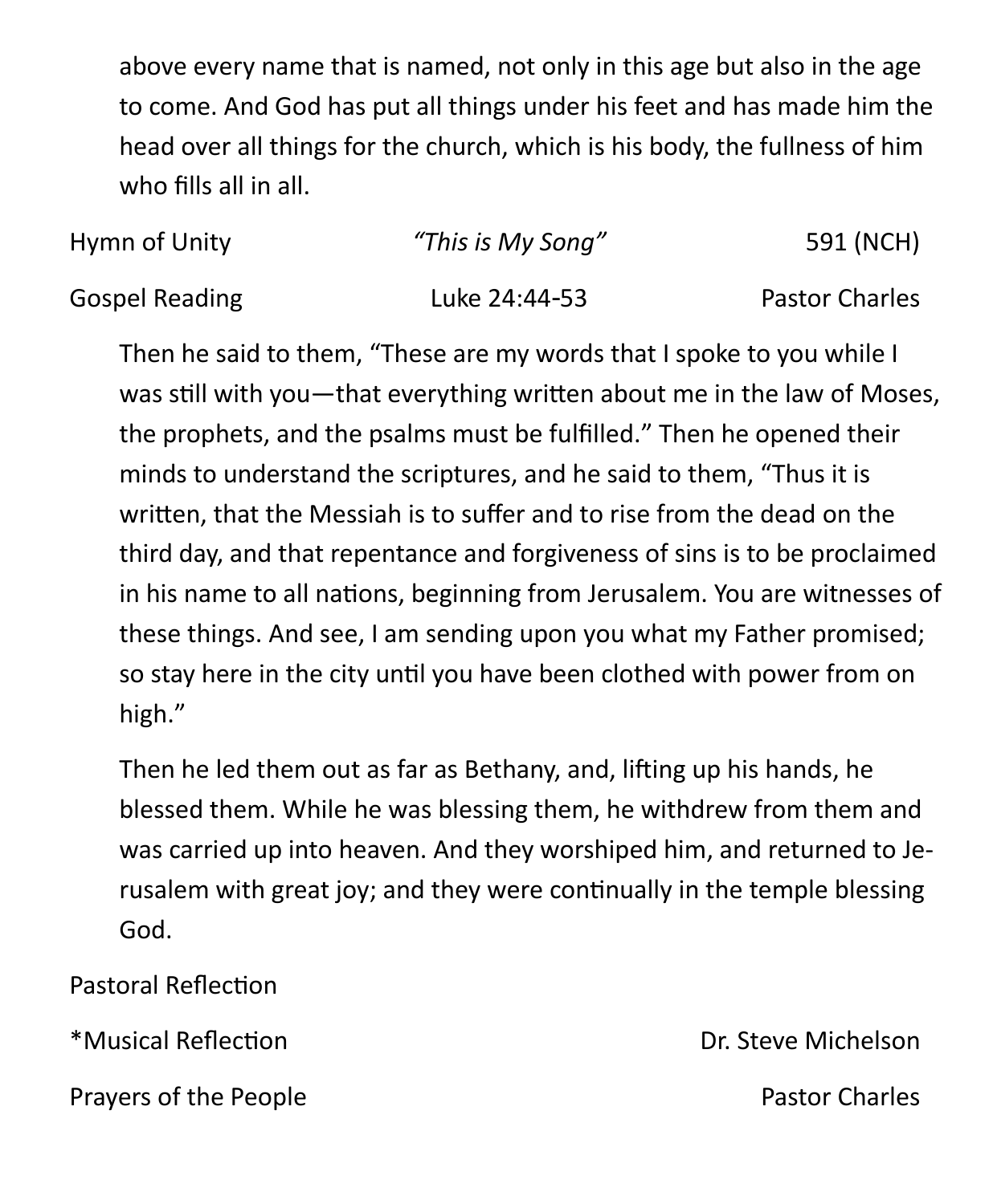above every name that is named, not only in this age but also in the age to come. And God has put all things under his feet and has made him the head over all things for the church, which is his body, the fullness of him who fills all in all.

Hymn of Unity *"This is My Song"* 591 (NCH)

Gospel Reading Luke 24:44-53 Pastor Charles

Then he said to them, "These are my words that I spoke to you while I was still with you—that everything written about me in the law of Moses, the prophets, and the psalms must be fulfilled." Then he opened their minds to understand the scriptures, and he said to them, "Thus it is written, that the Messiah is to suffer and to rise from the dead on the third day, and that repentance and forgiveness of sins is to be proclaimed in his name to all nations, beginning from Jerusalem. You are witnesses of these things. And see, I am sending upon you what my Father promised; so stay here in the city until you have been clothed with power from on high."

Then he led them out as far as Bethany, and, lifting up his hands, he blessed them. While he was blessing them, he withdrew from them and was carried up into heaven. And they worshiped him, and returned to Jerusalem with great joy; and they were continually in the temple blessing God.

Pastoral Reflection

*Musical Reflection Dr. Steve Michelson

Prayers of the People Pastor Charles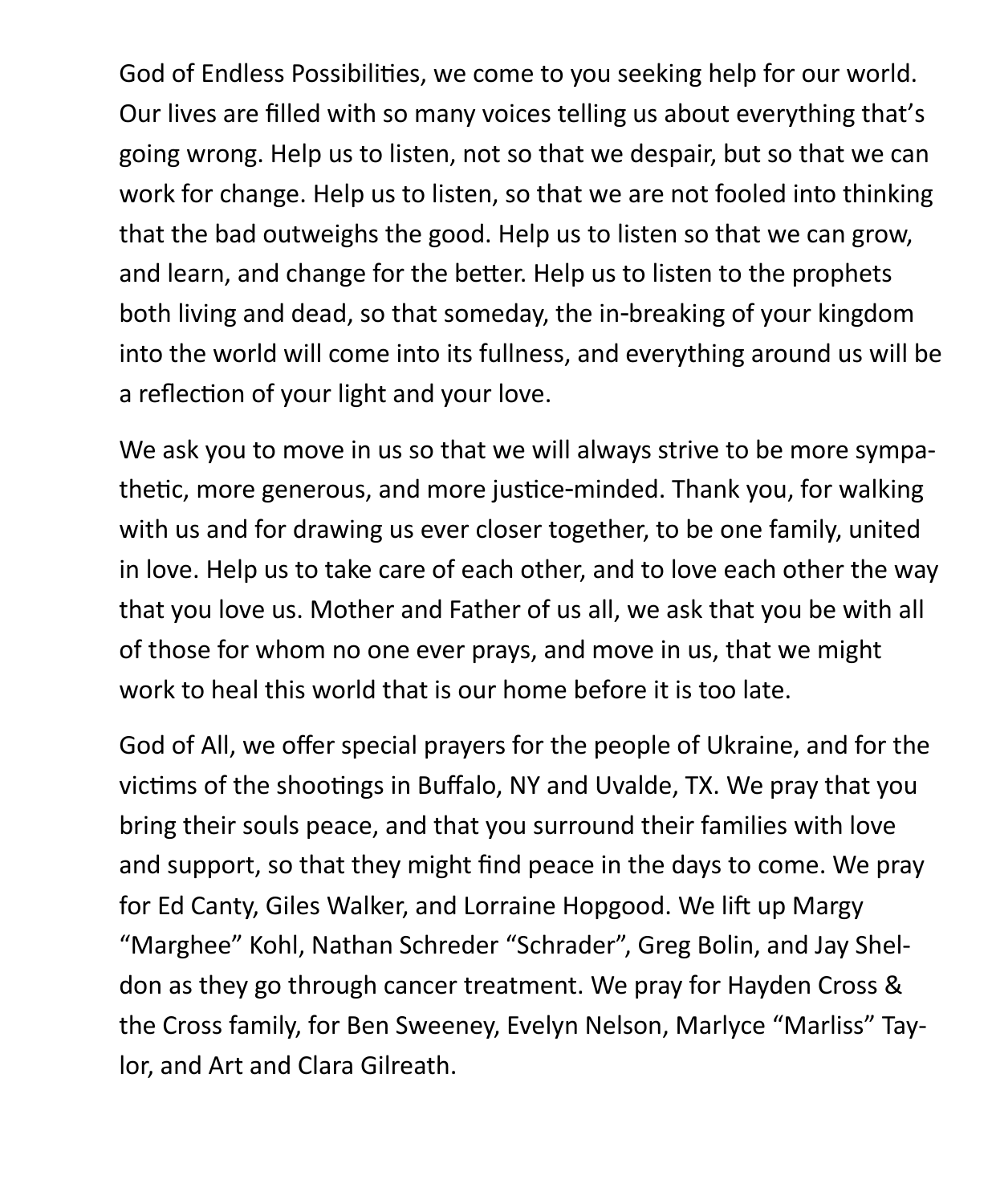God of Endless Possibilities, we come to you seeking help for our world. Our lives are filled with so many voices telling us about everything that's going wrong. Help us to listen, not so that we despair, but so that we can work for change. Help us to listen, so that we are not fooled into thinking that the bad outweighs the good. Help us to listen so that we can grow, and learn, and change for the better. Help us to listen to the prophets both living and dead, so that someday, the in-breaking of your kingdom into the world will come into its fullness, and everything around us will be a reflection of your light and your love.

We ask you to move in us so that we will always strive to be more sympathetic, more generous, and more justice-minded. Thank you, for walking with us and for drawing us ever closer together, to be one family, united in love. Help us to take care of each other, and to love each other the way that you love us. Mother and Father of us all, we ask that you be with all of those for whom no one ever prays, and move in us, that we might work to heal this world that is our home before it is too late.

God of All, we offer special prayers for the people of Ukraine, and for the victims of the shootings in Buffalo, NY and Uvalde, TX. We pray that you bring their souls peace, and that you surround their families with love and support, so that they might find peace in the days to come. We pray for Ed Canty, Giles Walker, and Lorraine Hopgood. We lift up Margy "Marghee" Kohl, Nathan Schreder "Schrader", Greg Bolin, and Jay Sheldon as they go through cancer treatment. We pray for Hayden Cross & the Cross family, for Ben Sweeney, Evelyn Nelson, Marlyce "Marliss" Taylor, and Art and Clara Gilreath.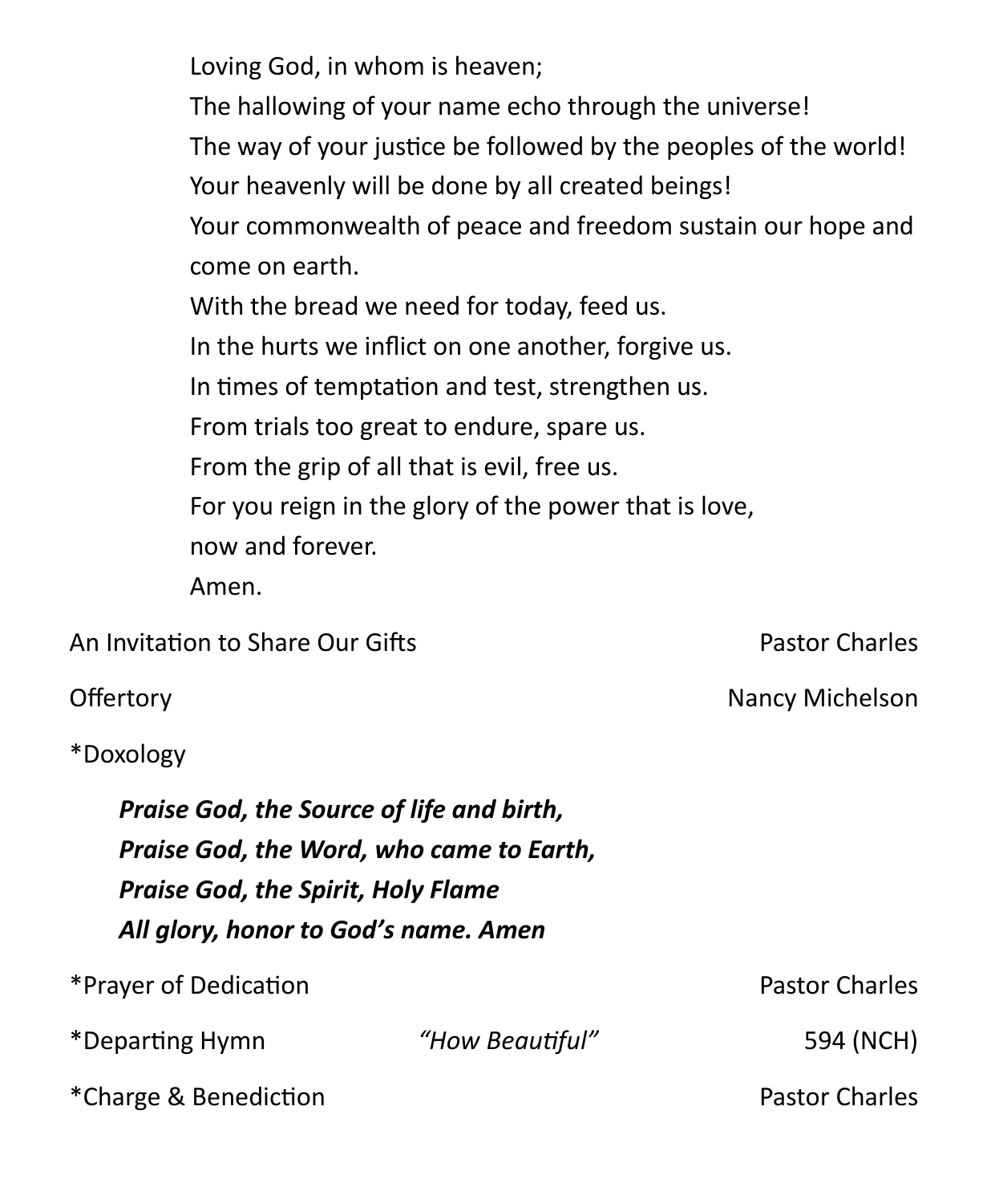Loving God, in whom is heaven;
The hallowing of your name echo through the universe!
The way of your justice be followed by the peoples of the world!
Your heavenly will be done by all created beings!
Your commonwealth of peace and freedom sustain our hope and come on earth.
With the bread we need for today, feed us.
In the hurts we inflict on one another, forgive us.
In times of temptation and test, strengthen us.
From trials too great to endure, spare us.
From the grip of all that is evil, free us.
For you reign in the glory of the power that is love,
now and forever.
Amen.

An Invitation to Share Our Gifts — Pastor Charles

Offertory — Nancy Michelson

*Doxology

***Praise God, the Source of life and birth,***
***Praise God, the Word, who came to Earth,***
***Praise God, the Spirit, Holy Flame***
***All glory, honor to God's name. Amen***

*Prayer of Dedication — Pastor Charles

*Departing Hymn — *"How Beautiful"* — 594 (NCH)

*Charge & Benediction — Pastor Charles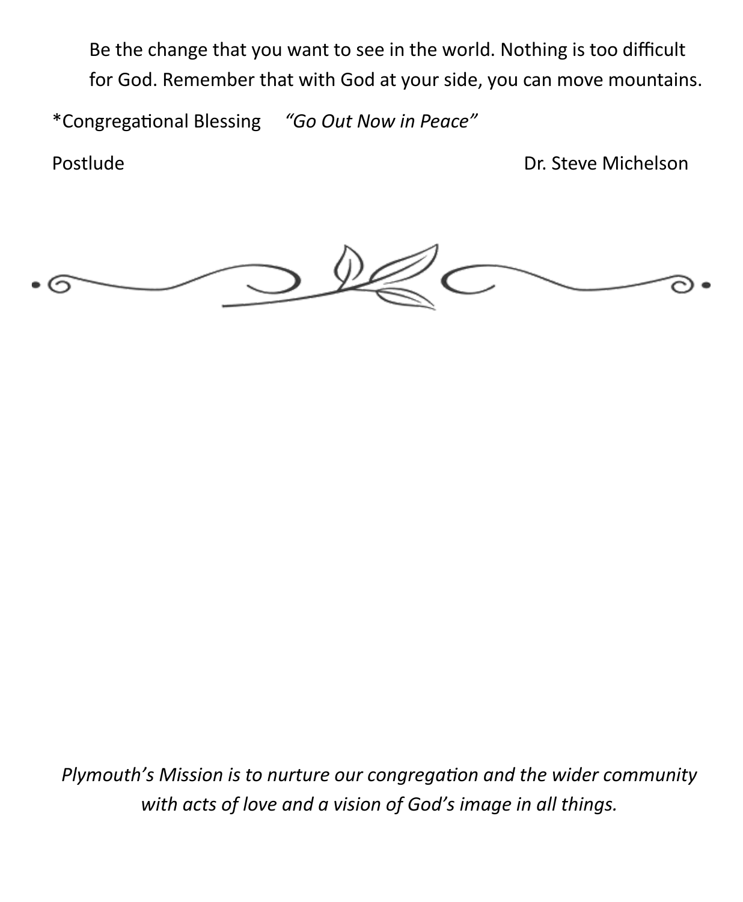Be the change that you want to see in the world. Nothing is too difficult for God. Remember that with God at your side, you can move mountains.

*Congregational Blessing *"Go Out Now in Peace"*

Postlude Dr. Steve Michelson

*Plymouth's Mission is to nurture our congregation and the wider community with acts of love and a vision of God's image in all things.*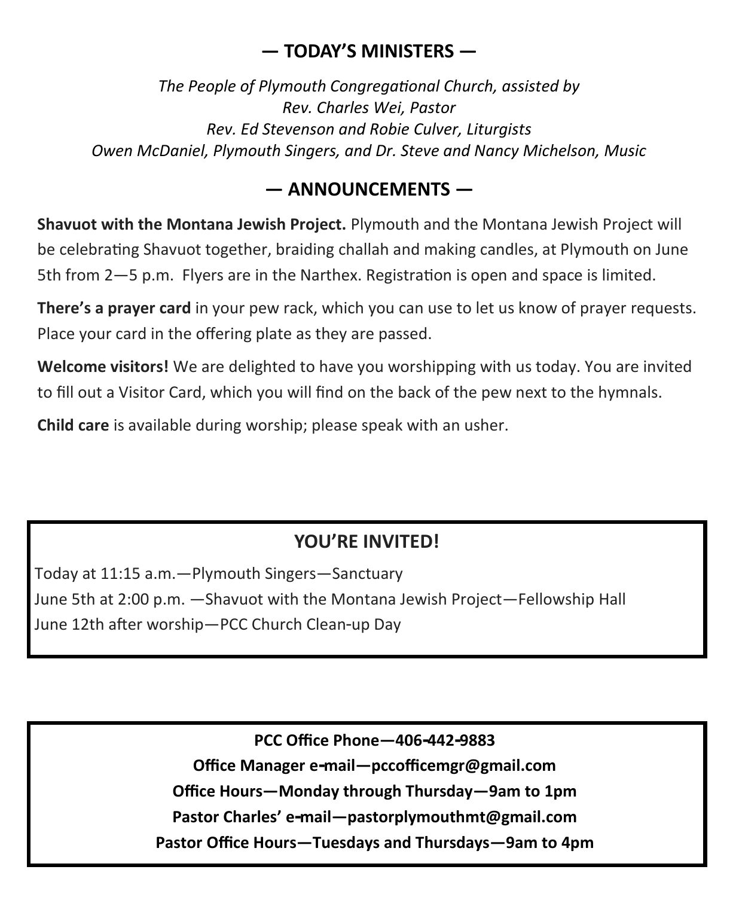## — TODAY'S MINISTERS —

*The People of Plymouth Congregational Church, assisted by*
*Rev. Charles Wei, Pastor*
*Rev. Ed Stevenson and Robie Culver, Liturgists*
*Owen McDaniel, Plymouth Singers, and Dr. Steve and Nancy Michelson, Music*

## — ANNOUNCEMENTS —

**Shavuot with the Montana Jewish Project.** Plymouth and the Montana Jewish Project will be celebrating Shavuot together, braiding challah and making candles, at Plymouth on June 5th from 2—5 p.m. Flyers are in the Narthex. Registration is open and space is limited.

**There's a prayer card** in your pew rack, which you can use to let us know of prayer requests. Place your card in the offering plate as they are passed.

**Welcome visitors!** We are delighted to have you worshipping with us today. You are invited to fill out a Visitor Card, which you will find on the back of the pew next to the hymnals.

**Child care** is available during worship; please speak with an usher.

### YOU'RE INVITED!

Today at 11:15 a.m.—Plymouth Singers—Sanctuary
June 5th at 2:00 p.m. —Shavuot with the Montana Jewish Project—Fellowship Hall
June 12th after worship—PCC Church Clean-up Day

**PCC Office Phone—406-442-9883**
**Office Manager e-mail—pccofficemgr@gmail.com**
**Office Hours—Monday through Thursday—9am to 1pm**
**Pastor Charles' e-mail—pastorplymouthmt@gmail.com**
**Pastor Office Hours—Tuesdays and Thursdays—9am to 4pm**